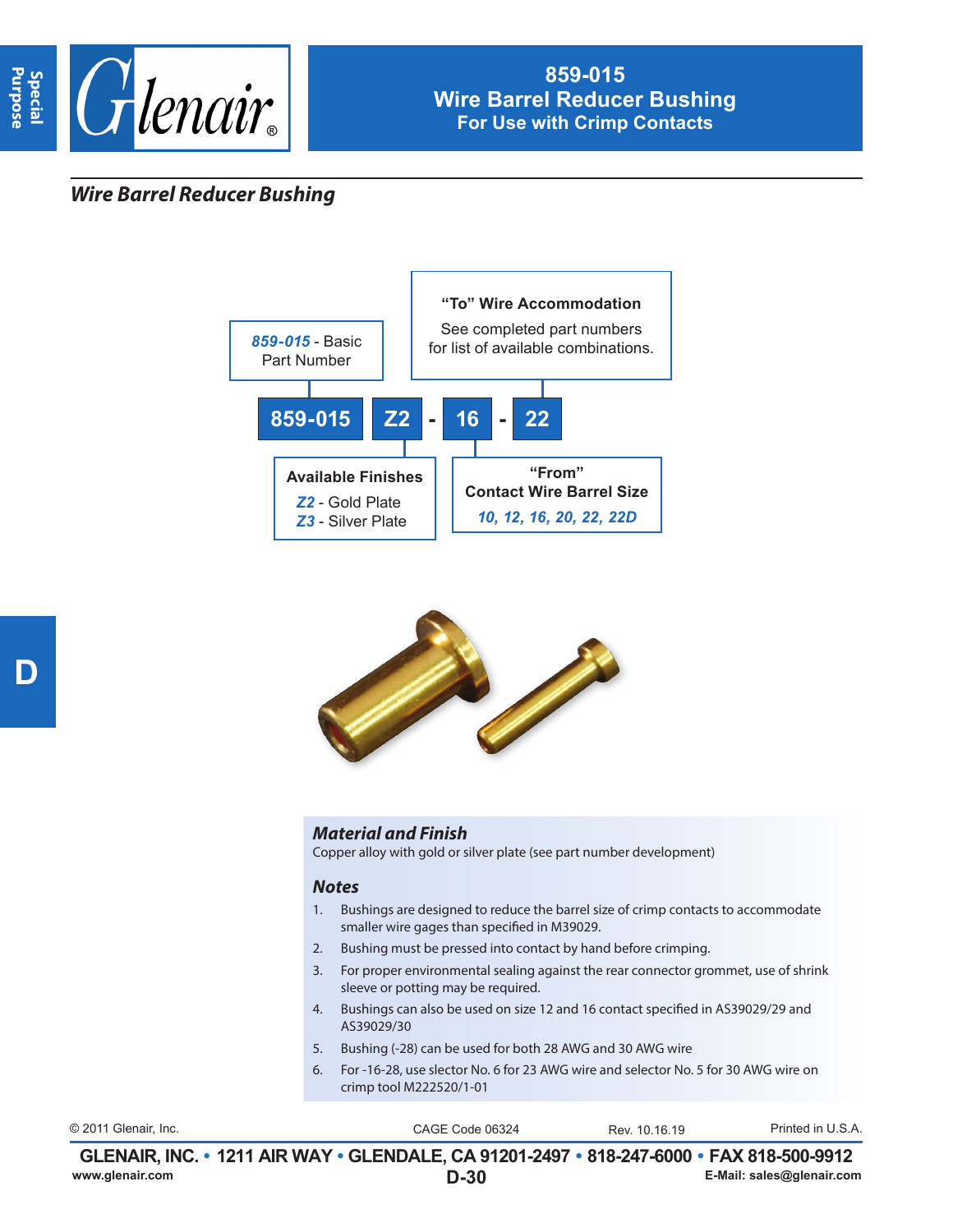# 859-015
## Wire Barrel Reducer Bushing
### For Use with Crimp Contacts

## *Wire Barrel Reducer Bushing*

**859-015 Z2 - 16 - 22**

- ***859-015*** - Basic Part Number
- **Available Finishes**
  - ***Z2*** - Gold Plate
  - ***Z3*** - Silver Plate
- **"From" Contact Wire Barrel Size**
  - ***10, 12, 16, 20, 22, 22D***
- **"To" Wire Accommodation**
  - See completed part numbers for list of available combinations.

### *Material and Finish*

Copper alloy with gold or silver plate (see part number development)

### *Notes*

1. Bushings are designed to reduce the barrel size of crimp contacts to accommodate smaller wire gages than specified in M39029.
2. Bushing must be pressed into contact by hand before crimping.
3. For proper environmental sealing against the rear connector grommet, use of shrink sleeve or potting may be required.
4. Bushings can also be used on size 12 and 16 contact specified in AS39029/29 and AS39029/30
5. Bushing (-28) can be used for both 28 AWG and 30 AWG wire
6. For -16-28, use sector No. 6 for 23 AWG wire and selector No. 5 for 30 AWG wire on crimp tool M222520/1-01

© 2011 Glenair, Inc. CAGE Code 06324 Rev. 10.16.19 Printed in U.S.A.

GLENAIR, INC. • 1211 AIR WAY • GLENDALE, CA 91201-2497 • 818-247-6000 • FAX 818-500-9912

www.glenair.com E-Mail: sales@glenair.com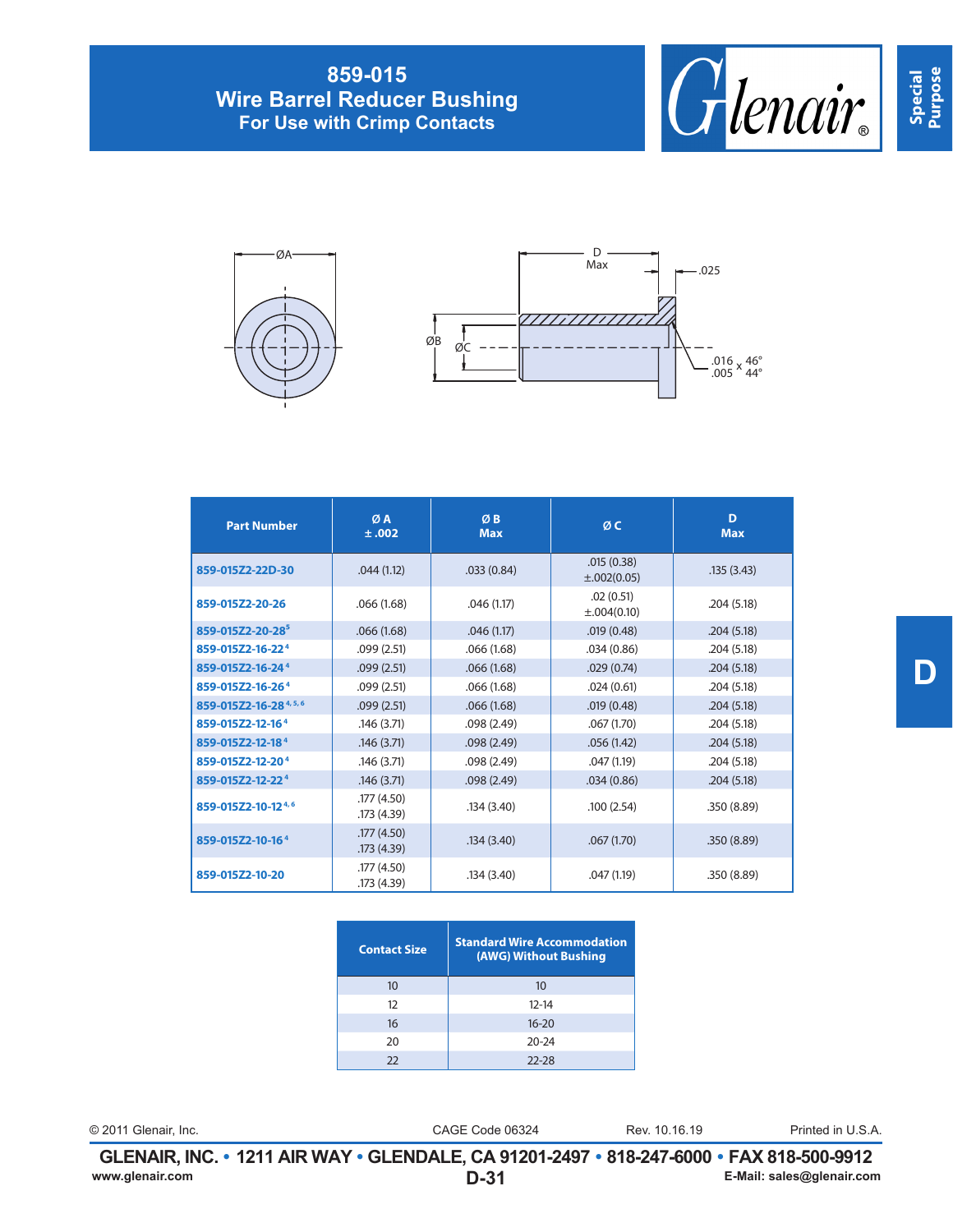# 859-015
## Wire Barrel Reducer Bushing
### For Use with Crimp Contacts

Special Purpose

ØA

D Max

.025

ØB

ØC

.016 / .005 x 46° / 44°

| Part Number | Ø A ± .002 | Ø B Max | Ø C | D Max |
|---|---|---|---|---|
| 859-015Z2-22D-30 | .044 (1.12) | .033 (0.84) | .015 (0.38) ±.002(0.05) | .135 (3.43) |
| 859-015Z2-20-26 | .066 (1.68) | .046 (1.17) | .02 (0.51) ±.004(0.10) | .204 (5.18) |
| 859-015Z2-20-28 [5] | .066 (1.68) | .046 (1.17) | .019 (0.48) | .204 (5.18) |
| 859-015Z2-16-22 [4] | .099 (2.51) | .066 (1.68) | .034 (0.86) | .204 (5.18) |
| 859-015Z2-16-24 [4] | .099 (2.51) | .066 (1.68) | .029 (0.74) | .204 (5.18) |
| 859-015Z2-16-26 [4] | .099 (2.51) | .066 (1.68) | .024 (0.61) | .204 (5.18) |
| 859-015Z2-16-28 [4, 5, 6] | .099 (2.51) | .066 (1.68) | .019 (0.48) | .204 (5.18) |
| 859-015Z2-12-16 [4] | .146 (3.71) | .098 (2.49) | .067 (1.70) | .204 (5.18) |
| 859-015Z2-12-18 [4] | .146 (3.71) | .098 (2.49) | .056 (1.42) | .204 (5.18) |
| 859-015Z2-12-20 [4] | .146 (3.71) | .098 (2.49) | .047 (1.19) | .204 (5.18) |
| 859-015Z2-12-22 [4] | .146 (3.71) | .098 (2.49) | .034 (0.86) | .204 (5.18) |
| 859-015Z2-10-12 [4, 6] | .177 (4.50) .173 (4.39) | .134 (3.40) | .100 (2.54) | .350 (8.89) |
| 859-015Z2-10-16 [4] | .177 (4.50) .173 (4.39) | .134 (3.40) | .067 (1.70) | .350 (8.89) |
| 859-015Z2-10-20 | .177 (4.50) .173 (4.39) | .134 (3.40) | .047 (1.19) | .350 (8.89) |

| Contact Size | Standard Wire Accommodation (AWG) Without Bushing |
|---|---|
| 10 | 10 |
| 12 | 12-14 |
| 16 | 16-20 |
| 20 | 20-24 |
| 22 | 22-28 |

D

© 2011 Glenair, Inc. CAGE Code 06324 Rev. 10.16.19 Printed in U.S.A.

**GLENAIR, INC. • 1211 AIR WAY • GLENDALE, CA 91201-2497 • 818-247-6000 • FAX 818-500-9912**

www.glenair.com D-31 E-Mail: sales@glenair.com